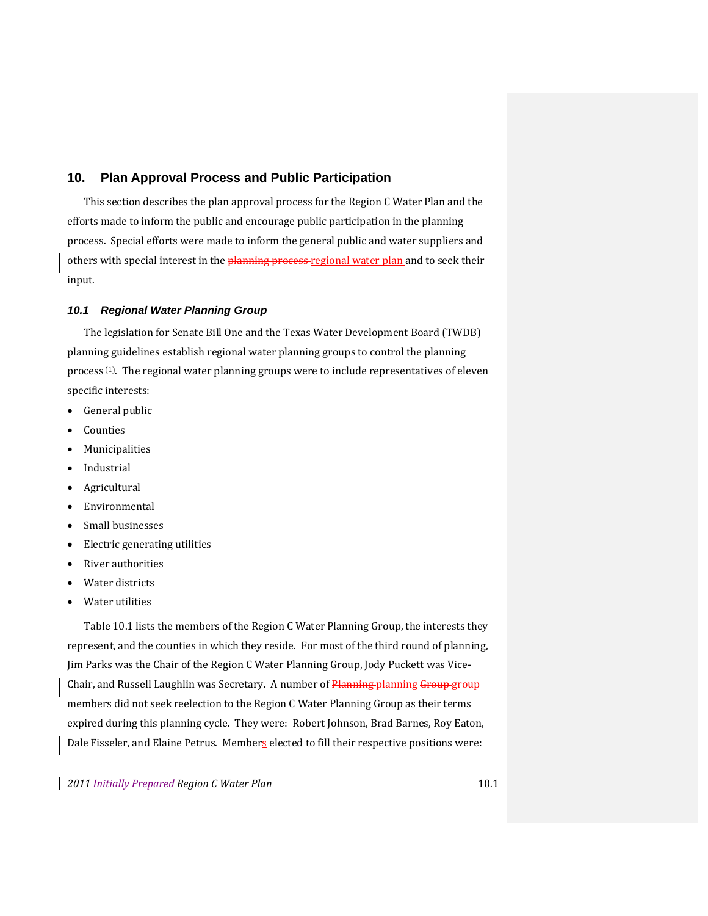# 10. Plan Approval Process and Public Participation

This section describes the plan approval process for the Region C Water Plan and the efforts made to inform the public and encourage public participation in the planning process. Special efforts were made to inform the general public and water suppliers and others with special interest in the ~~planning process~~ regional water plan and to seek their input.

## *10.1 Regional Water Planning Group*

The legislation for Senate Bill One and the Texas Water Development Board (TWDB) planning guidelines establish regional water planning groups to control the planning process [1]. The regional water planning groups were to include representatives of eleven specific interests:

- General public
- Counties
- Municipalities
- Industrial
- Agricultural
- Environmental
- Small businesses
- Electric generating utilities
- River authorities
- Water districts
- Water utilities

Table 10.1 lists the members of the Region C Water Planning Group, the interests they represent, and the counties in which they reside. For most of the third round of planning, Jim Parks was the Chair of the Region C Water Planning Group, Jody Puckett was Vice-Chair, and Russell Laughlin was Secretary. A number of ~~Planning~~ planning ~~Group~~ group members did not seek reelection to the Region C Water Planning Group as their terms expired during this planning cycle. They were: Robert Johnson, Brad Barnes, Roy Eaton, Dale Fisseler, and Elaine Petrus. Members elected to fill their respective positions were: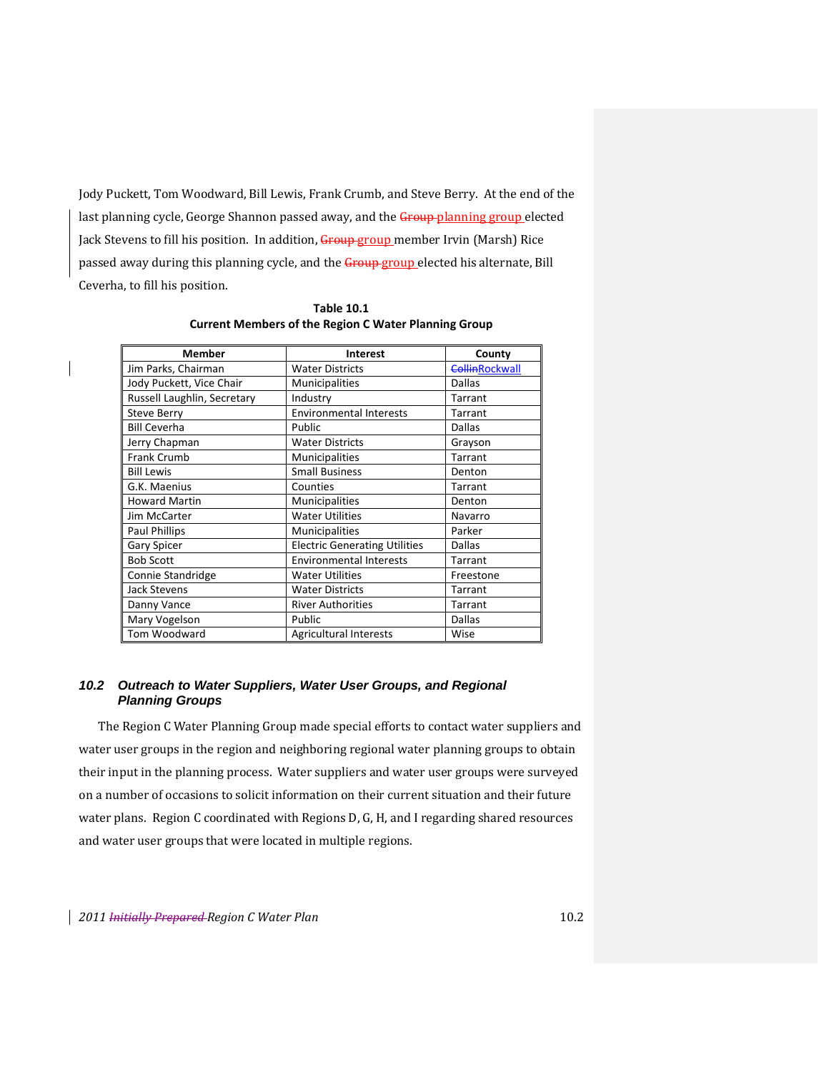Jody Puckett, Tom Woodward, Bill Lewis, Frank Crumb, and Steve Berry. At the end of the last planning cycle, George Shannon passed away, and the planning group elected Jack Stevens to fill his position. In addition, group member Irvin (Marsh) Rice passed away during this planning cycle, and the group elected his alternate, Bill Ceverha, to fill his position.

**Table 10.1**
**Current Members of the Region C Water Planning Group**

| Member | Interest | County |
|---|---|---|
| Jim Parks, Chairman | Water Districts | Rockwall |
| Jody Puckett, Vice Chair | Municipalities | Dallas |
| Russell Laughlin, Secretary | Industry | Tarrant |
| Steve Berry | Environmental Interests | Tarrant |
| Bill Ceverha | Public | Dallas |
| Jerry Chapman | Water Districts | Grayson |
| Frank Crumb | Municipalities | Tarrant |
| Bill Lewis | Small Business | Denton |
| G.K. Maenius | Counties | Tarrant |
| Howard Martin | Municipalities | Denton |
| Jim McCarter | Water Utilities | Navarro |
| Paul Phillips | Municipalities | Parker |
| Gary Spicer | Electric Generating Utilities | Dallas |
| Bob Scott | Environmental Interests | Tarrant |
| Connie Standridge | Water Utilities | Freestone |
| Jack Stevens | Water Districts | Tarrant |
| Danny Vance | River Authorities | Tarrant |
| Mary Vogelson | Public | Dallas |
| Tom Woodward | Agricultural Interests | Wise |

### *10.2 Outreach to Water Suppliers, Water User Groups, and Regional Planning Groups*

The Region C Water Planning Group made special efforts to contact water suppliers and water user groups in the region and neighboring regional water planning groups to obtain their input in the planning process. Water suppliers and water user groups were surveyed on a number of occasions to solicit information on their current situation and their future water plans. Region C coordinated with Regions D, G, H, and I regarding shared resources and water user groups that were located in multiple regions.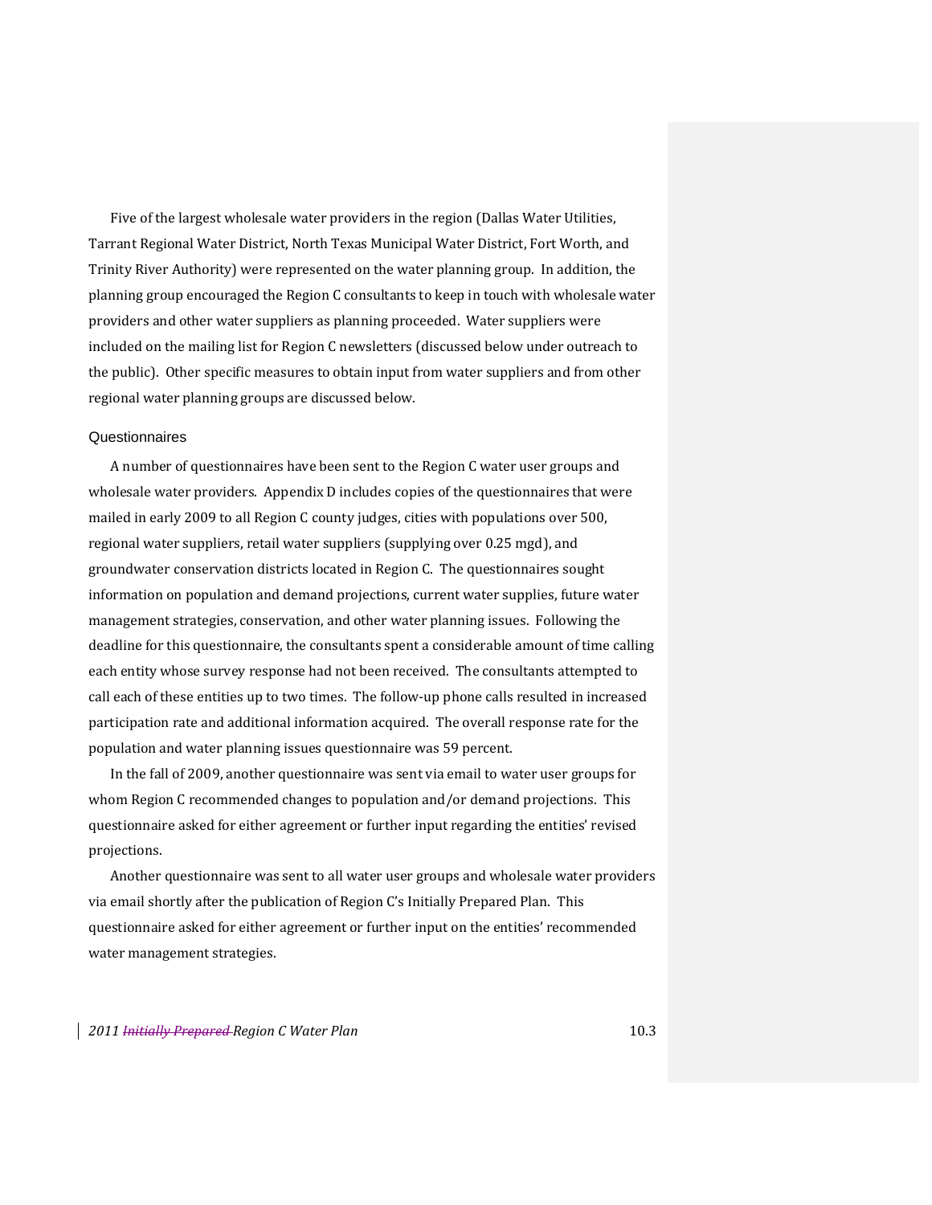Five of the largest wholesale water providers in the region (Dallas Water Utilities, Tarrant Regional Water District, North Texas Municipal Water District, Fort Worth, and Trinity River Authority) were represented on the water planning group. In addition, the planning group encouraged the Region C consultants to keep in touch with wholesale water providers and other water suppliers as planning proceeded. Water suppliers were included on the mailing list for Region C newsletters (discussed below under outreach to the public). Other specific measures to obtain input from water suppliers and from other regional water planning groups are discussed below.

### Questionnaires

A number of questionnaires have been sent to the Region C water user groups and wholesale water providers. Appendix D includes copies of the questionnaires that were mailed in early 2009 to all Region C county judges, cities with populations over 500, regional water suppliers, retail water suppliers (supplying over 0.25 mgd), and groundwater conservation districts located in Region C. The questionnaires sought information on population and demand projections, current water supplies, future water management strategies, conservation, and other water planning issues. Following the deadline for this questionnaire, the consultants spent a considerable amount of time calling each entity whose survey response had not been received. The consultants attempted to call each of these entities up to two times. The follow-up phone calls resulted in increased participation rate and additional information acquired. The overall response rate for the population and water planning issues questionnaire was 59 percent.

In the fall of 2009, another questionnaire was sent via email to water user groups for whom Region C recommended changes to population and/or demand projections. This questionnaire asked for either agreement or further input regarding the entities' revised projections.

Another questionnaire was sent to all water user groups and wholesale water providers via email shortly after the publication of Region C's Initially Prepared Plan. This questionnaire asked for either agreement or further input on the entities' recommended water management strategies.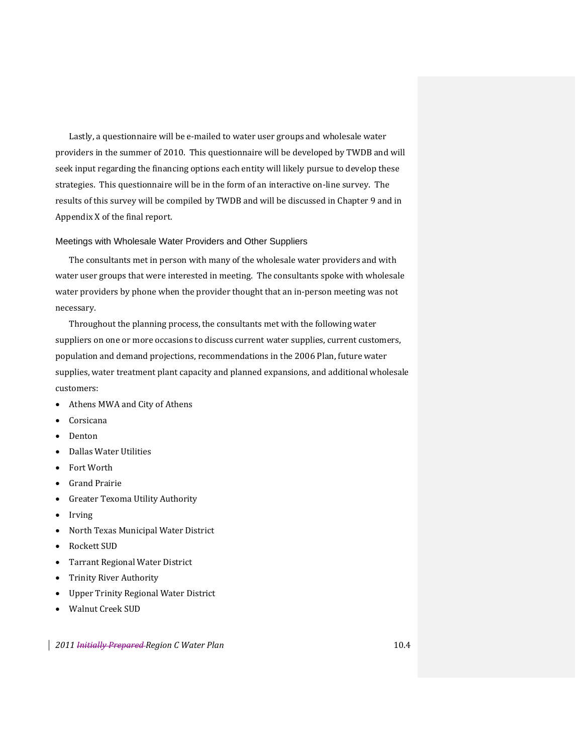Lastly, a questionnaire will be e-mailed to water user groups and wholesale water providers in the summer of 2010. This questionnaire will be developed by TWDB and will seek input regarding the financing options each entity will likely pursue to develop these strategies. This questionnaire will be in the form of an interactive on-line survey. The results of this survey will be compiled by TWDB and will be discussed in Chapter 9 and in Appendix X of the final report.

### Meetings with Wholesale Water Providers and Other Suppliers

The consultants met in person with many of the wholesale water providers and with water user groups that were interested in meeting. The consultants spoke with wholesale water providers by phone when the provider thought that an in-person meeting was not necessary.

Throughout the planning process, the consultants met with the following water suppliers on one or more occasions to discuss current water supplies, current customers, population and demand projections, recommendations in the 2006 Plan, future water supplies, water treatment plant capacity and planned expansions, and additional wholesale customers:

- Athens MWA and City of Athens
- Corsicana
- Denton
- Dallas Water Utilities
- Fort Worth
- Grand Prairie
- Greater Texoma Utility Authority
- Irving
- North Texas Municipal Water District
- Rockett SUD
- Tarrant Regional Water District
- Trinity River Authority
- Upper Trinity Regional Water District
- Walnut Creek SUD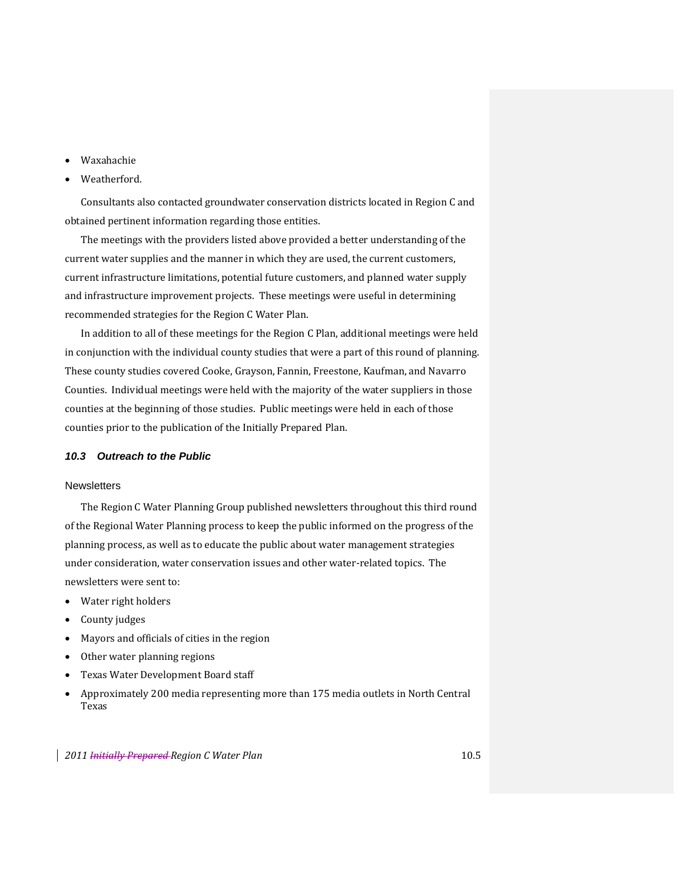- Waxahachie
- Weatherford.

Consultants also contacted groundwater conservation districts located in Region C and obtained pertinent information regarding those entities.

The meetings with the providers listed above provided a better understanding of the current water supplies and the manner in which they are used, the current customers, current infrastructure limitations, potential future customers, and planned water supply and infrastructure improvement projects. These meetings were useful in determining recommended strategies for the Region C Water Plan.

In addition to all of these meetings for the Region C Plan, additional meetings were held in conjunction with the individual county studies that were a part of this round of planning. These county studies covered Cooke, Grayson, Fannin, Freestone, Kaufman, and Navarro Counties. Individual meetings were held with the majority of the water suppliers in those counties at the beginning of those studies. Public meetings were held in each of those counties prior to the publication of the Initially Prepared Plan.

### *10.3 Outreach to the Public*

#### Newsletters

The Region C Water Planning Group published newsletters throughout this third round of the Regional Water Planning process to keep the public informed on the progress of the planning process, as well as to educate the public about water management strategies under consideration, water conservation issues and other water-related topics. The newsletters were sent to:

- Water right holders
- County judges
- Mayors and officials of cities in the region
- Other water planning regions
- Texas Water Development Board staff
- Approximately 200 media representing more than 175 media outlets in North Central Texas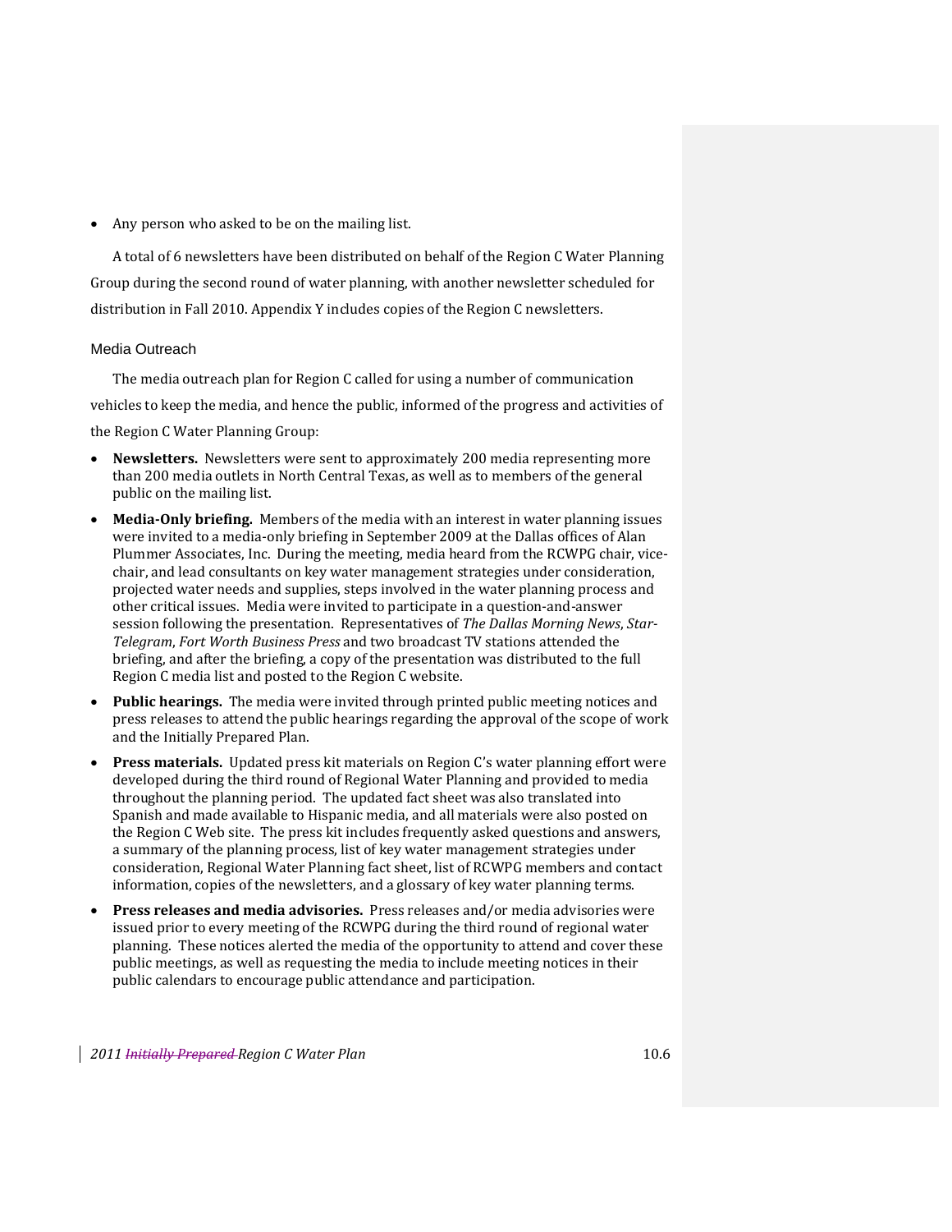- Any person who asked to be on the mailing list.

A total of 6 newsletters have been distributed on behalf of the Region C Water Planning Group during the second round of water planning, with another newsletter scheduled for distribution in Fall 2010. Appendix Y includes copies of the Region C newsletters.

### Media Outreach

The media outreach plan for Region C called for using a number of communication vehicles to keep the media, and hence the public, informed of the progress and activities of the Region C Water Planning Group:

- **Newsletters.** Newsletters were sent to approximately 200 media representing more than 200 media outlets in North Central Texas, as well as to members of the general public on the mailing list.
- **Media-Only briefing.** Members of the media with an interest in water planning issues were invited to a media-only briefing in September 2009 at the Dallas offices of Alan Plummer Associates, Inc. During the meeting, media heard from the RCWPG chair, vice-chair, and lead consultants on key water management strategies under consideration, projected water needs and supplies, steps involved in the water planning process and other critical issues. Media were invited to participate in a question-and-answer session following the presentation. Representatives of *The Dallas Morning News*, *Star-Telegram*, *Fort Worth Business Press* and two broadcast TV stations attended the briefing, and after the briefing, a copy of the presentation was distributed to the full Region C media list and posted to the Region C website.
- **Public hearings.** The media were invited through printed public meeting notices and press releases to attend the public hearings regarding the approval of the scope of work and the Initially Prepared Plan.
- **Press materials.** Updated press kit materials on Region C's water planning effort were developed during the third round of Regional Water Planning and provided to media throughout the planning period. The updated fact sheet was also translated into Spanish and made available to Hispanic media, and all materials were also posted on the Region C Web site. The press kit includes frequently asked questions and answers, a summary of the planning process, list of key water management strategies under consideration, Regional Water Planning fact sheet, list of RCWPG members and contact information, copies of the newsletters, and a glossary of key water planning terms.
- **Press releases and media advisories.** Press releases and/or media advisories were issued prior to every meeting of the RCWPG during the third round of regional water planning. These notices alerted the media of the opportunity to attend and cover these public meetings, as well as requesting the media to include meeting notices in their public calendars to encourage public attendance and participation.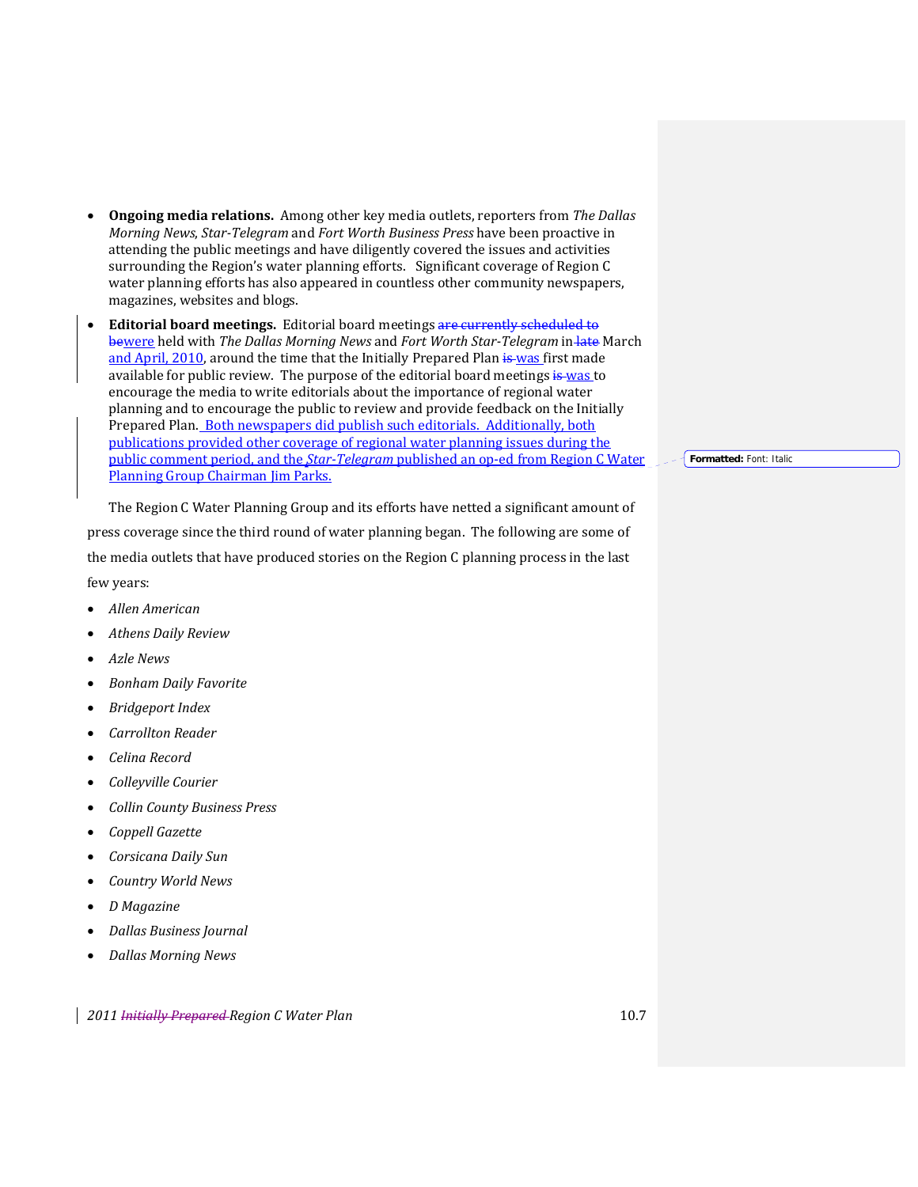- **Ongoing media relations.** Among other key media outlets, reporters from *The Dallas Morning News*, *Star-Telegram* and *Fort Worth Business Press* have been proactive in attending the public meetings and have diligently covered the issues and activities surrounding the Region's water planning efforts. Significant coverage of Region C water planning efforts has also appeared in countless other community newspapers, magazines, websites and blogs.
- **Editorial board meetings.** Editorial board meetings were held with *The Dallas Morning News* and *Fort Worth Star-Telegram* in March and April, 2010, around the time that the Initially Prepared Plan was first made available for public review. The purpose of the editorial board meetings was to encourage the media to write editorials about the importance of regional water planning and to encourage the public to review and provide feedback on the Initially Prepared Plan. Both newspapers did publish such editorials. Additionally, both publications provided other coverage of regional water planning issues during the public comment period, and the *Star-Telegram* published an op-ed from Region C Water Planning Group Chairman Jim Parks.

The Region C Water Planning Group and its efforts have netted a significant amount of press coverage since the third round of water planning began. The following are some of the media outlets that have produced stories on the Region C planning process in the last few years:

- *Allen American*
- *Athens Daily Review*
- *Azle News*
- *Bonham Daily Favorite*
- *Bridgeport Index*
- *Carrollton Reader*
- *Celina Record*
- *Colleyville Courier*
- *Collin County Business Press*
- *Coppell Gazette*
- *Corsicana Daily Sun*
- *Country World News*
- *D Magazine*
- *Dallas Business Journal*
- *Dallas Morning News*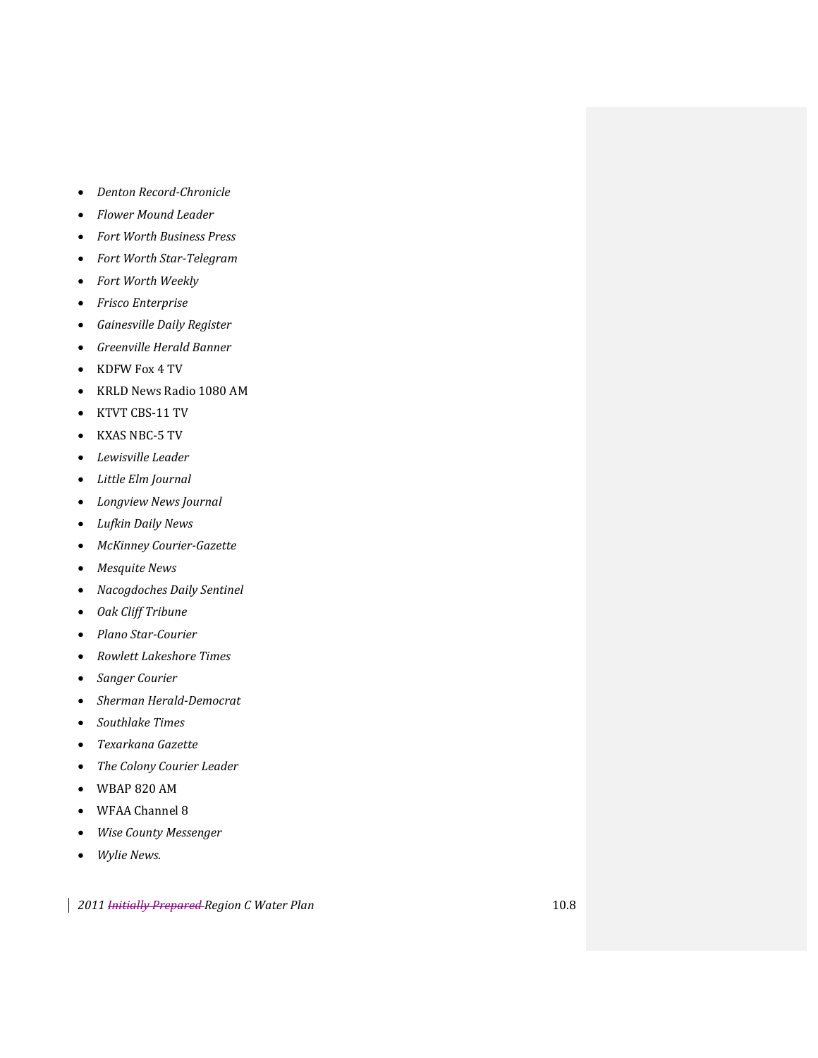- *Denton Record-Chronicle*
- *Flower Mound Leader*
- *Fort Worth Business Press*
- *Fort Worth Star-Telegram*
- *Fort Worth Weekly*
- *Frisco Enterprise*
- *Gainesville Daily Register*
- *Greenville Herald Banner*
- KDFW Fox 4 TV
- KRLD News Radio 1080 AM
- KTVT CBS-11 TV
- KXAS NBC-5 TV
- *Lewisville Leader*
- *Little Elm Journal*
- *Longview News Journal*
- *Lufkin Daily News*
- *McKinney Courier-Gazette*
- *Mesquite News*
- *Nacogdoches Daily Sentinel*
- *Oak Cliff Tribune*
- *Plano Star-Courier*
- *Rowlett Lakeshore Times*
- *Sanger Courier*
- *Sherman Herald-Democrat*
- *Southlake Times*
- *Texarkana Gazette*
- *The Colony Courier Leader*
- WBAP 820 AM
- WFAA Channel 8
- *Wise County Messenger*
- *Wylie News.*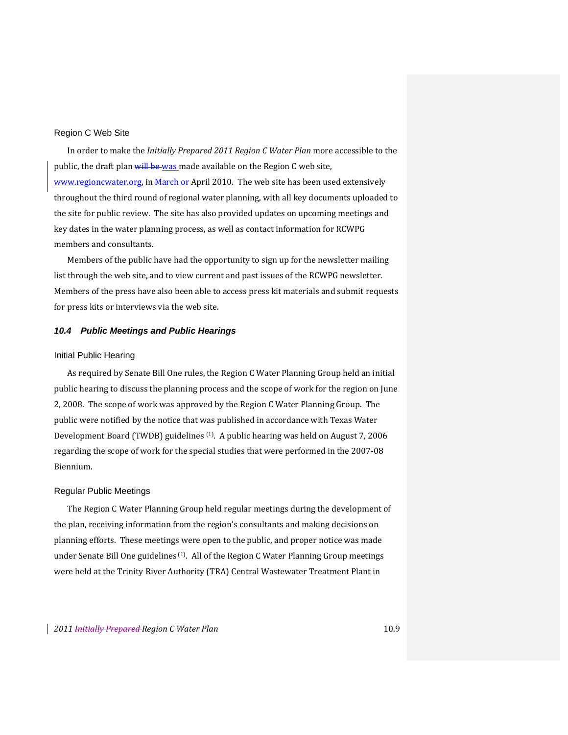### Region C Web Site

In order to make the *Initially Prepared 2011 Region C Water Plan* more accessible to the public, the draft plan ~~will be~~ was made available on the Region C web site, www.regioncwater.org, in ~~March or~~ April 2010. The web site has been used extensively throughout the third round of regional water planning, with all key documents uploaded to the site for public review. The site has also provided updates on upcoming meetings and key dates in the water planning process, as well as contact information for RCWPG members and consultants.

Members of the public have had the opportunity to sign up for the newsletter mailing list through the web site, and to view current and past issues of the RCWPG newsletter. Members of the press have also been able to access press kit materials and submit requests for press kits or interviews via the web site.

## *10.4 Public Meetings and Public Hearings*

### Initial Public Hearing

As required by Senate Bill One rules, the Region C Water Planning Group held an initial public hearing to discuss the planning process and the scope of work for the region on June 2, 2008. The scope of work was approved by the Region C Water Planning Group. The public were notified by the notice that was published in accordance with Texas Water Development Board (TWDB) guidelines [(1)]. A public hearing was held on August 7, 2006 regarding the scope of work for the special studies that were performed in the 2007-08 Biennium.

### Regular Public Meetings

The Region C Water Planning Group held regular meetings during the development of the plan, receiving information from the region's consultants and making decisions on planning efforts. These meetings were open to the public, and proper notice was made under Senate Bill One guidelines [(1)]. All of the Region C Water Planning Group meetings were held at the Trinity River Authority (TRA) Central Wastewater Treatment Plant in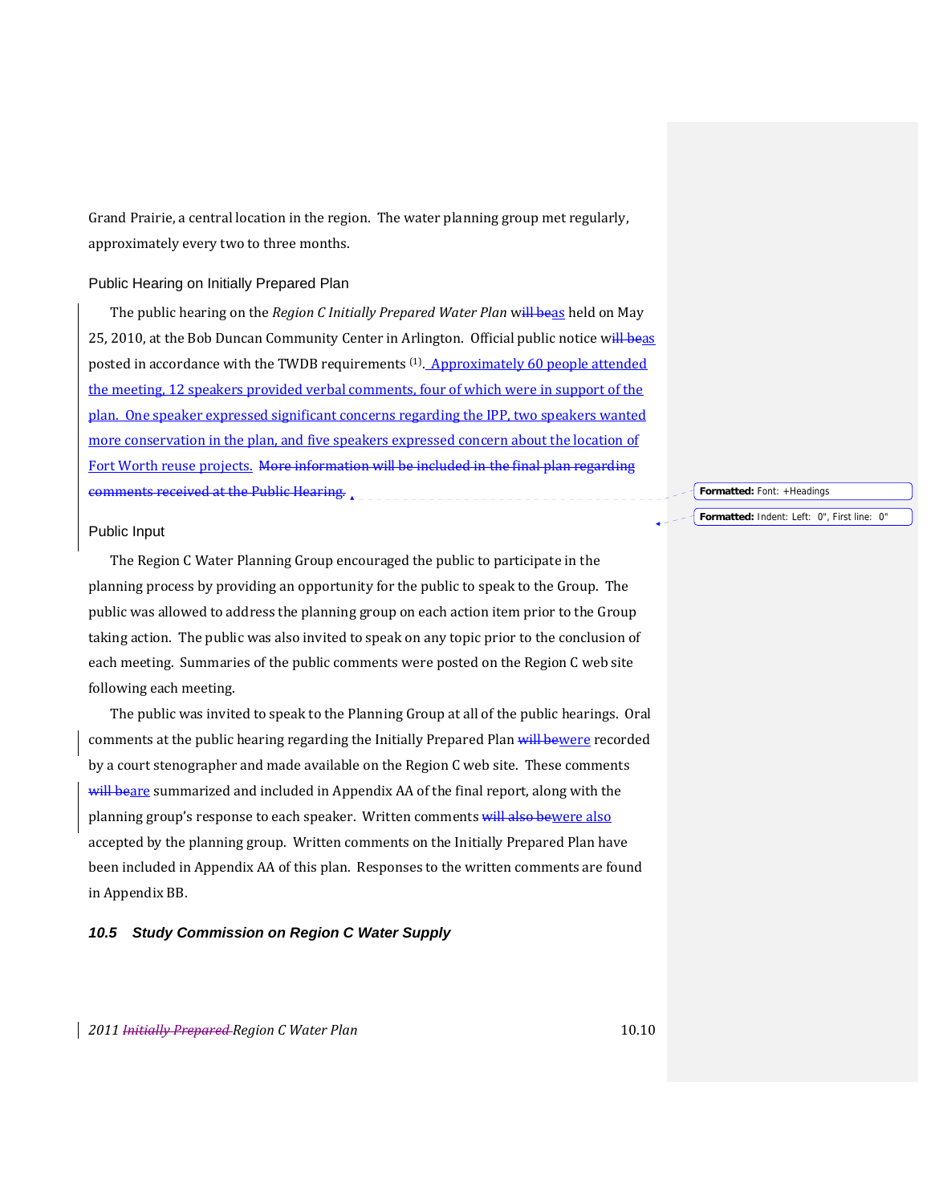Grand Prairie, a central location in the region. The water planning group met regularly, approximately every two to three months.

### Public Hearing on Initially Prepared Plan

The public hearing on the *Region C Initially Prepared Water Plan* w~~ill be~~as held on May 25, 2010, at the Bob Duncan Community Center in Arlington. Official public notice w~~ill be~~as posted in accordance with the TWDB requirements [1]. Approximately 60 people attended the meeting, 12 speakers provided verbal comments, four of which were in support of the plan. One speaker expressed significant concerns regarding the IPP, two speakers wanted more conservation in the plan, and five speakers expressed concern about the location of Fort Worth reuse projects. ~~More information will be included in the final plan regarding comments received at the Public Hearing.~~

### Public Input

The Region C Water Planning Group encouraged the public to participate in the planning process by providing an opportunity for the public to speak to the Group. The public was allowed to address the planning group on each action item prior to the Group taking action. The public was also invited to speak on any topic prior to the conclusion of each meeting. Summaries of the public comments were posted on the Region C web site following each meeting.

The public was invited to speak to the Planning Group at all of the public hearings. Oral comments at the public hearing regarding the Initially Prepared Plan ~~will be~~were recorded by a court stenographer and made available on the Region C web site. These comments ~~will be~~are summarized and included in Appendix AA of the final report, along with the planning group's response to each speaker. Written comments ~~will also be~~were also accepted by the planning group. Written comments on the Initially Prepared Plan have been included in Appendix AA of this plan. Responses to the written comments are found in Appendix BB.

## *10.5 Study Commission on Region C Water Supply*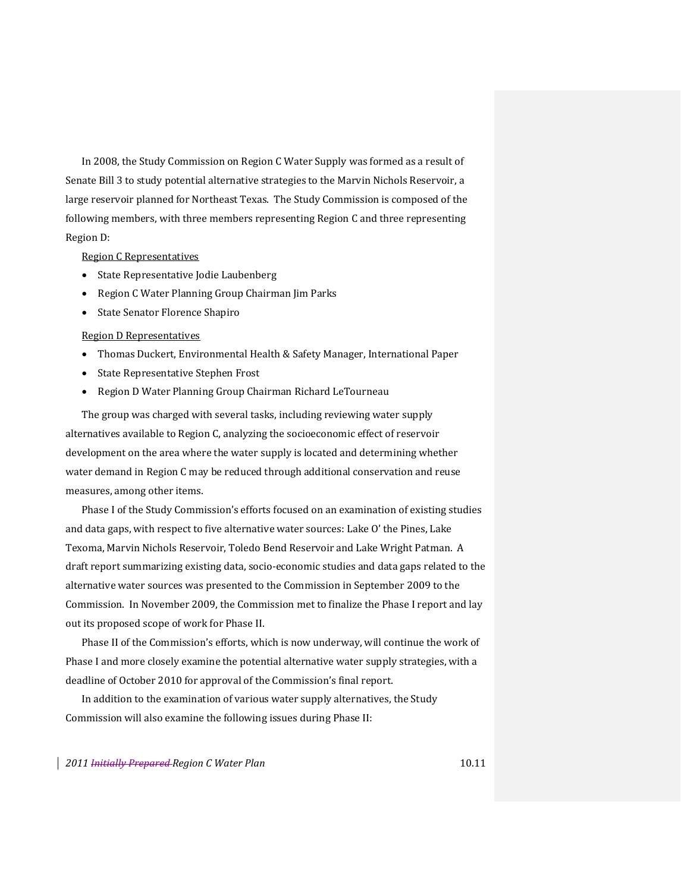In 2008, the Study Commission on Region C Water Supply was formed as a result of Senate Bill 3 to study potential alternative strategies to the Marvin Nichols Reservoir, a large reservoir planned for Northeast Texas. The Study Commission is composed of the following members, with three members representing Region C and three representing Region D:

Region C Representatives

- State Representative Jodie Laubenberg
- Region C Water Planning Group Chairman Jim Parks
- State Senator Florence Shapiro

Region D Representatives

- Thomas Duckert, Environmental Health & Safety Manager, International Paper
- State Representative Stephen Frost
- Region D Water Planning Group Chairman Richard LeTourneau

The group was charged with several tasks, including reviewing water supply alternatives available to Region C, analyzing the socioeconomic effect of reservoir development on the area where the water supply is located and determining whether water demand in Region C may be reduced through additional conservation and reuse measures, among other items.

Phase I of the Study Commission's efforts focused on an examination of existing studies and data gaps, with respect to five alternative water sources: Lake O' the Pines, Lake Texoma, Marvin Nichols Reservoir, Toledo Bend Reservoir and Lake Wright Patman. A draft report summarizing existing data, socio-economic studies and data gaps related to the alternative water sources was presented to the Commission in September 2009 to the Commission. In November 2009, the Commission met to finalize the Phase I report and lay out its proposed scope of work for Phase II.

Phase II of the Commission's efforts, which is now underway, will continue the work of Phase I and more closely examine the potential alternative water supply strategies, with a deadline of October 2010 for approval of the Commission's final report.

In addition to the examination of various water supply alternatives, the Study Commission will also examine the following issues during Phase II: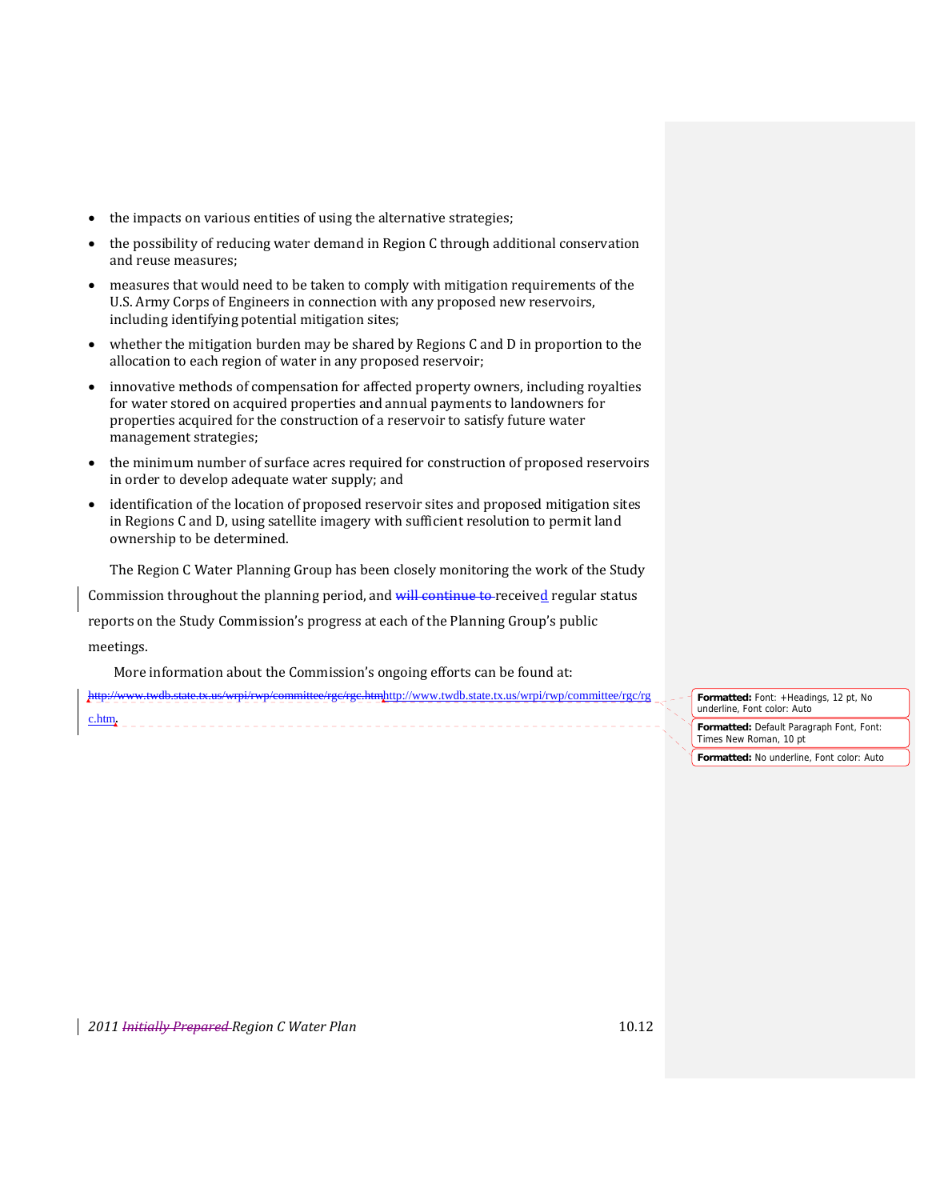- the impacts on various entities of using the alternative strategies;
- the possibility of reducing water demand in Region C through additional conservation and reuse measures;
- measures that would need to be taken to comply with mitigation requirements of the U.S. Army Corps of Engineers in connection with any proposed new reservoirs, including identifying potential mitigation sites;
- whether the mitigation burden may be shared by Regions C and D in proportion to the allocation to each region of water in any proposed reservoir;
- innovative methods of compensation for affected property owners, including royalties for water stored on acquired properties and annual payments to landowners for properties acquired for the construction of a reservoir to satisfy future water management strategies;
- the minimum number of surface acres required for construction of proposed reservoirs in order to develop adequate water supply; and
- identification of the location of proposed reservoir sites and proposed mitigation sites in Regions C and D, using satellite imagery with sufficient resolution to permit land ownership to be determined.

The Region C Water Planning Group has been closely monitoring the work of the Study Commission throughout the planning period, and received regular status reports on the Study Commission's progress at each of the Planning Group's public meetings.

More information about the Commission's ongoing efforts can be found at: http://www.twdb.state.tx.us/wrpi/rwp/committee/rgc/rgc.htm.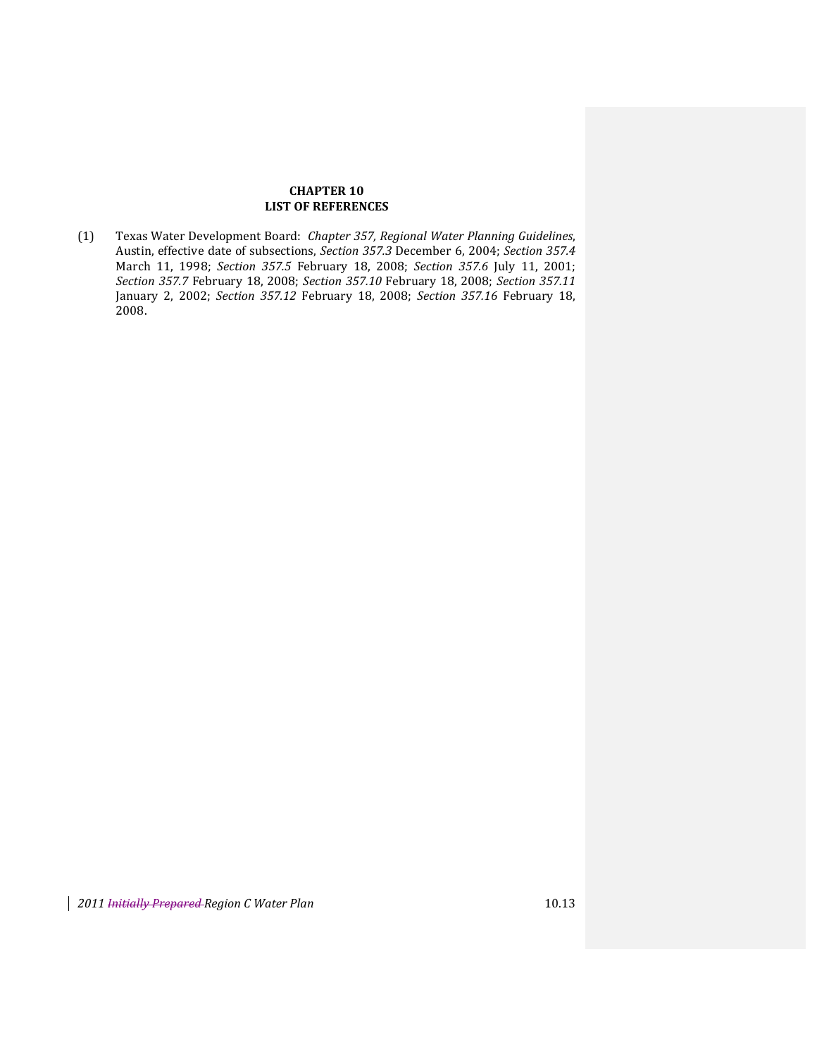# CHAPTER 10
## LIST OF REFERENCES

(1) Texas Water Development Board: *Chapter 357, Regional Water Planning Guidelines*, Austin, effective date of subsections, *Section 357.3* December 6, 2004; *Section 357.4* March 11, 1998; *Section 357.5* February 18, 2008; *Section 357.6* July 11, 2001; *Section 357.7* February 18, 2008; *Section 357.10* February 18, 2008; *Section 357.11* January 2, 2002; *Section 357.12* February 18, 2008; *Section 357.16* February 18, 2008.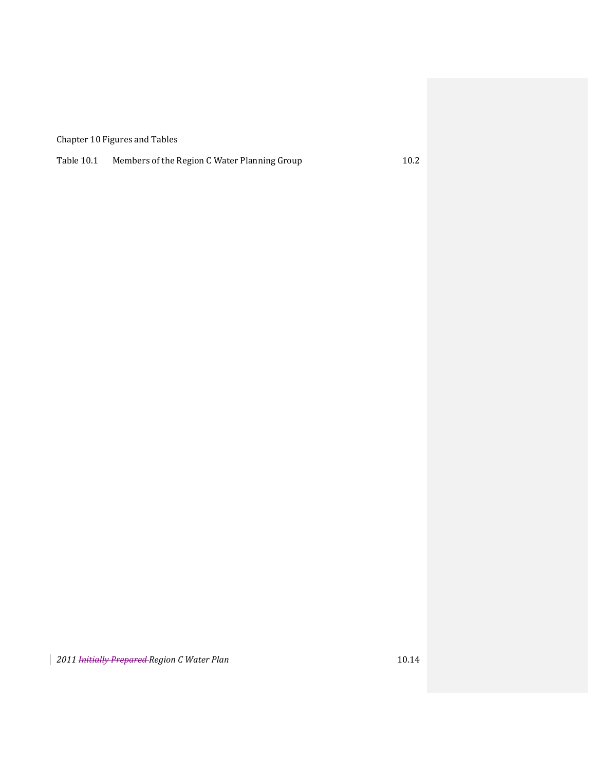Chapter 10 Figures and Tables

| | | |
|---|---|---|
| Table 10.1 | Members of the Region C Water Planning Group | 10.2 |